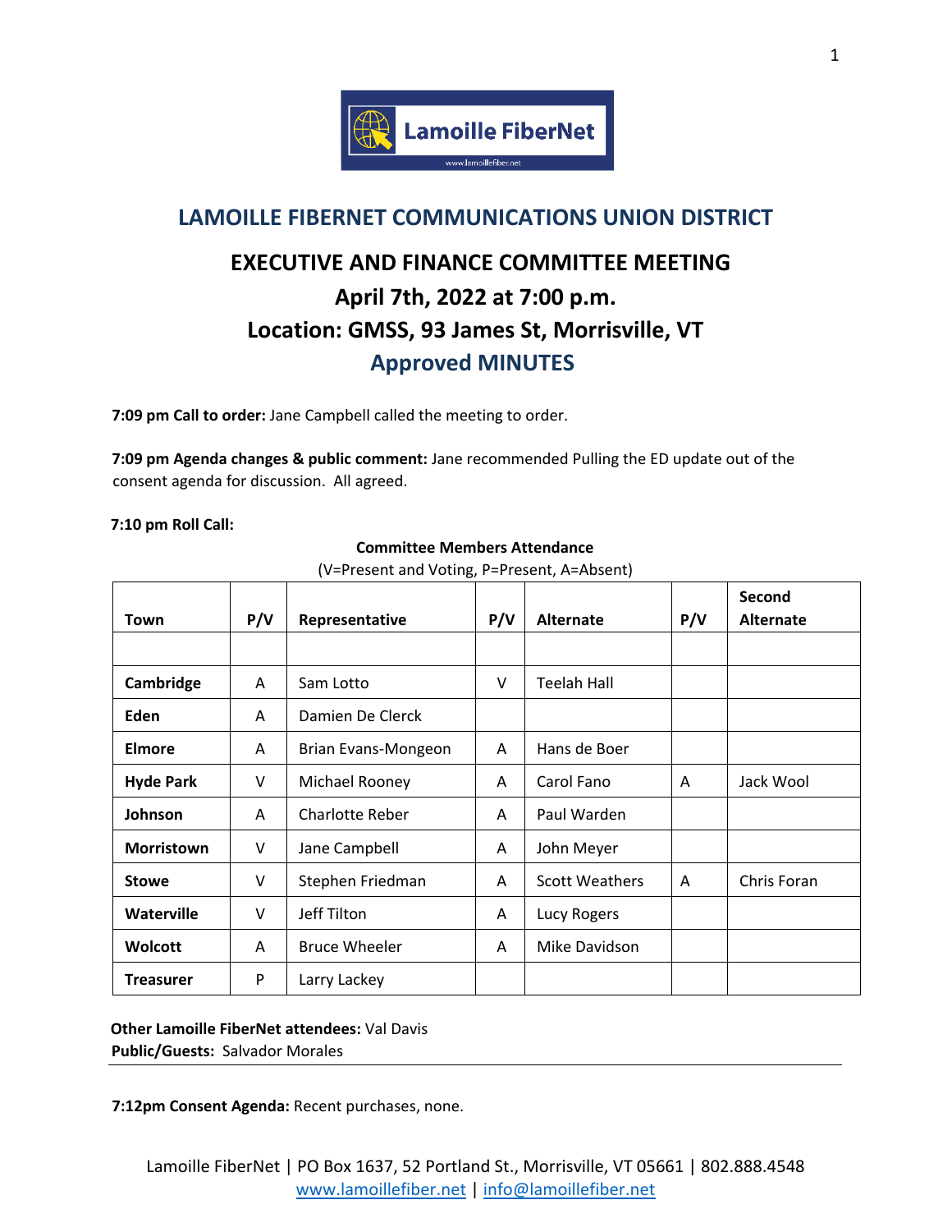# LAMOILLE FIBERNET COMMUNICATIONS UNION DISTRICT

## EXECUTIVE AND FINANCE COMMITTEE MEETING

## April 7th, 2022 at 7:00 p.m.

## Location: GMSS, 93 James St, Morrisville, VT

## Approved MINUTES

**7:09 pm Call to order:** Jane Campbell called the meeting to order.

**7:09 pm Agenda changes & public comment:** Jane recommended Pulling the ED update out of the consent agenda for discussion. All agreed.

**7:10 pm Roll Call:**

**Committee Members Attendance**
(V=Present and Voting, P=Present, A=Absent)

| Town | P/V | Representative | P/V | Alternate | P/V | Second Alternate |
|---|---|---|---|---|---|---|
| | | | | | | |
| **Cambridge** | A | Sam Lotto | V | Teelah Hall | | |
| **Eden** | A | Damien De Clerck | | | | |
| **Elmore** | A | Brian Evans-Mongeon | A | Hans de Boer | | |
| **Hyde Park** | V | Michael Rooney | A | Carol Fano | A | Jack Wool |
| **Johnson** | A | Charlotte Reber | A | Paul Warden | | |
| **Morristown** | V | Jane Campbell | A | John Meyer | | |
| **Stowe** | V | Stephen Friedman | A | Scott Weathers | A | Chris Foran |
| **Waterville** | V | Jeff Tilton | A | Lucy Rogers | | |
| **Wolcott** | A | Bruce Wheeler | A | Mike Davidson | | |
| **Treasurer** | P | Larry Lackey | | | | |

**Other Lamoille FiberNet attendees:** Val Davis
**Public/Guests:** Salvador Morales

---

**7:12pm Consent Agenda:** Recent purchases, none.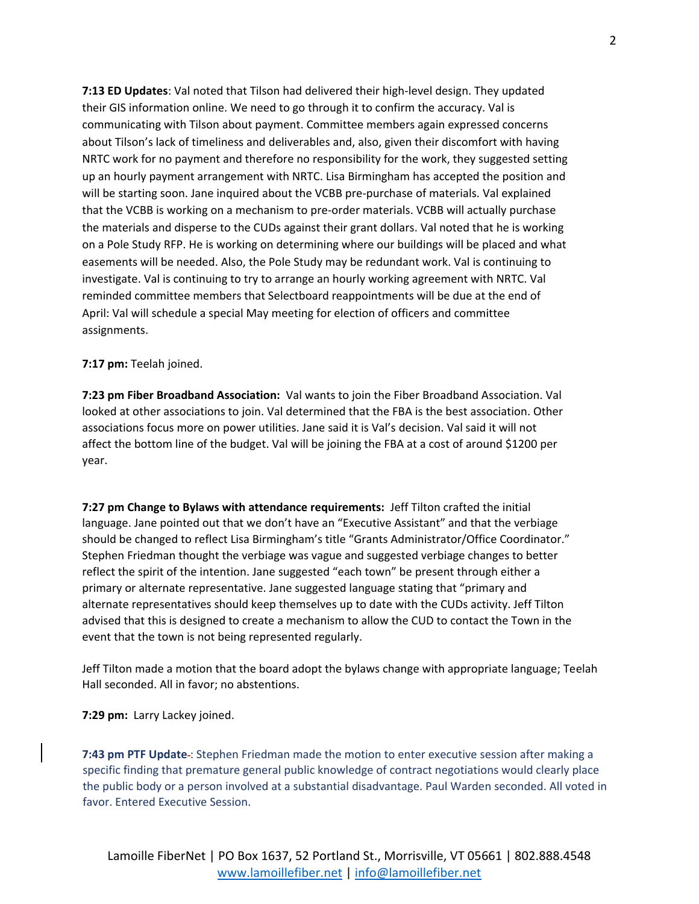**7:13 ED Updates**: Val noted that Tilson had delivered their high-level design. They updated their GIS information online. We need to go through it to confirm the accuracy. Val is communicating with Tilson about payment. Committee members again expressed concerns about Tilson's lack of timeliness and deliverables and, also, given their discomfort with having NRTC work for no payment and therefore no responsibility for the work, they suggested setting up an hourly payment arrangement with NRTC. Lisa Birmingham has accepted the position and will be starting soon. Jane inquired about the VCBB pre-purchase of materials. Val explained that the VCBB is working on a mechanism to pre-order materials. VCBB will actually purchase the materials and disperse to the CUDs against their grant dollars. Val noted that he is working on a Pole Study RFP. He is working on determining where our buildings will be placed and what easements will be needed. Also, the Pole Study may be redundant work. Val is continuing to investigate. Val is continuing to try to arrange an hourly working agreement with NRTC. Val reminded committee members that Selectboard reappointments will be due at the end of April: Val will schedule a special May meeting for election of officers and committee assignments.

**7:17 pm:** Teelah joined.

**7:23 pm Fiber Broadband Association:** Val wants to join the Fiber Broadband Association. Val looked at other associations to join. Val determined that the FBA is the best association. Other associations focus more on power utilities. Jane said it is Val's decision. Val said it will not affect the bottom line of the budget. Val will be joining the FBA at a cost of around $1200 per year.

**7:27 pm Change to Bylaws with attendance requirements:** Jeff Tilton crafted the initial language. Jane pointed out that we don't have an "Executive Assistant" and that the verbiage should be changed to reflect Lisa Birmingham's title "Grants Administrator/Office Coordinator." Stephen Friedman thought the verbiage was vague and suggested verbiage changes to better reflect the spirit of the intention. Jane suggested "each town" be present through either a primary or alternate representative. Jane suggested language stating that "primary and alternate representatives should keep themselves up to date with the CUDs activity. Jeff Tilton advised that this is designed to create a mechanism to allow the CUD to contact the Town in the event that the town is not being represented regularly.

Jeff Tilton made a motion that the board adopt the bylaws change with appropriate language; Teelah Hall seconded. All in favor; no abstentions.

**7:29 pm:** Larry Lackey joined.

**7:43 pm PTF Update**: Stephen Friedman made the motion to enter executive session after making a specific finding that premature general public knowledge of contract negotiations would clearly place the public body or a person involved at a substantial disadvantage. Paul Warden seconded. All voted in favor. Entered Executive Session.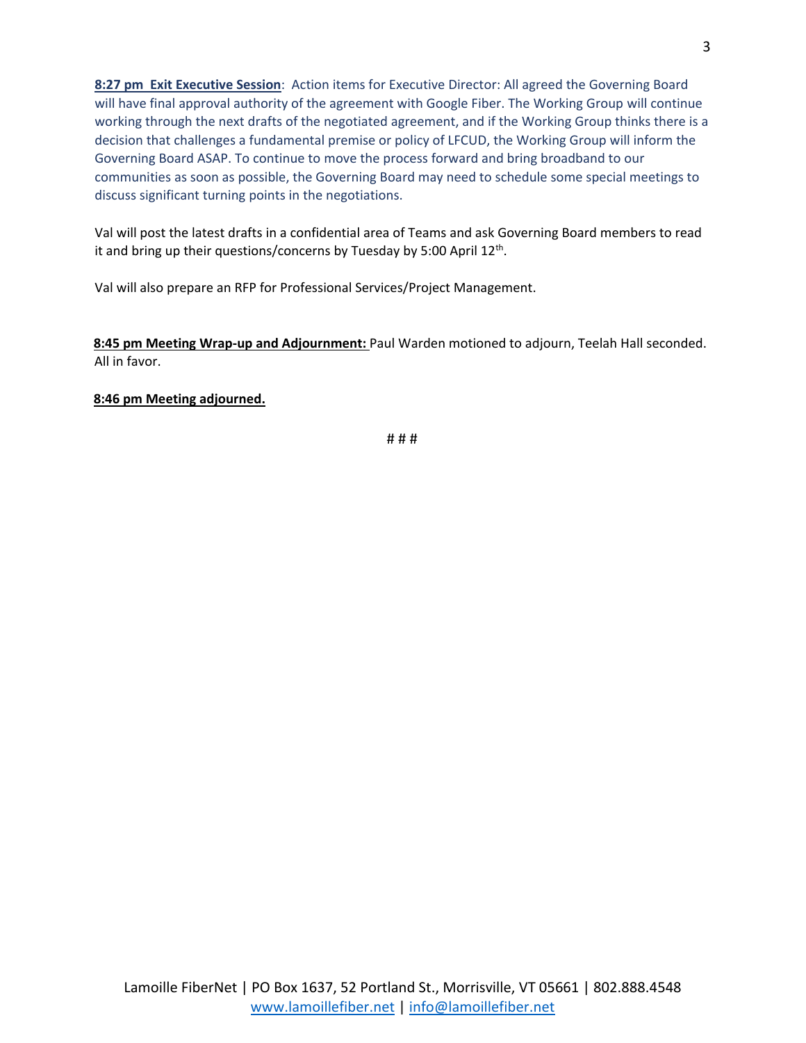**8:27 pm Exit Executive Session**: Action items for Executive Director: All agreed the Governing Board will have final approval authority of the agreement with Google Fiber. The Working Group will continue working through the next drafts of the negotiated agreement, and if the Working Group thinks there is a decision that challenges a fundamental premise or policy of LFCUD, the Working Group will inform the Governing Board ASAP. To continue to move the process forward and bring broadband to our communities as soon as possible, the Governing Board may need to schedule some special meetings to discuss significant turning points in the negotiations.

Val will post the latest drafts in a confidential area of Teams and ask Governing Board members to read it and bring up their questions/concerns by Tuesday by 5:00 April 12th.

Val will also prepare an RFP for Professional Services/Project Management.

**8:45 pm Meeting Wrap-up and Adjournment:** Paul Warden motioned to adjourn, Teelah Hall seconded. All in favor.

**8:46 pm Meeting adjourned.**

# # #

Lamoille FiberNet | PO Box 1637, 52 Portland St., Morrisville, VT 05661 | 802.888.4548
www.lamoillefiber.net | info@lamoillefiber.net